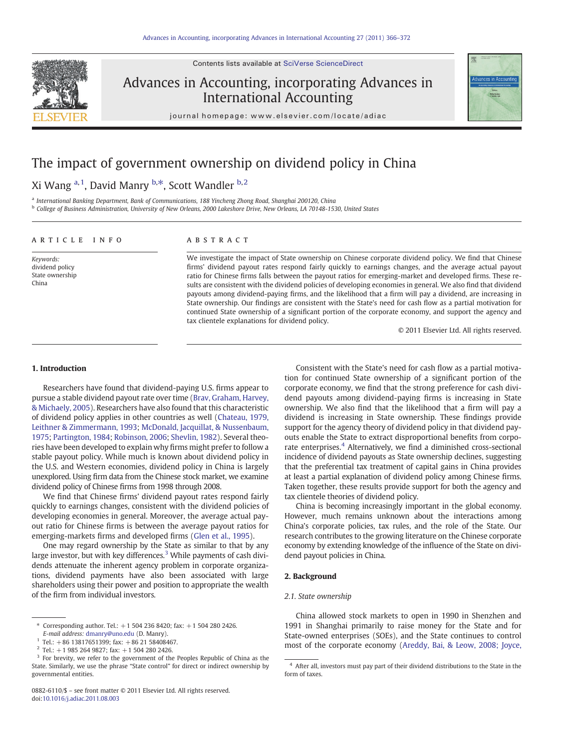# The impact of government ownership on dividend policy in China

Xi Wang [a,1], David Manry [b,*], Scott Wandler [b,2]

[a] International Banking Department, Bank of Communications, 188 Yincheng Zhong Road, Shanghai 200120, China

[b] College of Business Administration, University of New Orleans, 2000 Lakeshore Drive, New Orleans, LA 70148-1530, United States

## ARTICLE INFO

*Keywords:*
dividend policy
State ownership
China

## ABSTRACT

We investigate the impact of State ownership on Chinese corporate dividend policy. We find that Chinese firms' dividend payout rates respond fairly quickly to earnings changes, and the average actual payout ratio for Chinese firms falls between the payout ratios for emerging-market and developed firms. These results are consistent with the dividend policies of developing economies in general. We also find that dividend payouts among dividend-paying firms, and the likelihood that a firm will pay a dividend, are increasing in State ownership. Our findings are consistent with the State's need for cash flow as a partial motivation for continued State ownership of a significant portion of the corporate economy, and support the agency and tax clientele explanations for dividend policy.

© 2011 Elsevier Ltd. All rights reserved.

## 1. Introduction

Researchers have found that dividend-paying U.S. firms appear to pursue a stable dividend payout rate over time (Brav, Graham, Harvey, & Michaely, 2005). Researchers have also found that this characteristic of dividend policy applies in other countries as well (Chateau, 1979, Leithner & Zimmermann, 1993; McDonald, Jacquillat, & Nussenbaum, 1975; Partington, 1984; Robinson, 2006; Shevlin, 1982). Several theories have been developed to explain why firms might prefer to follow a stable payout policy. While much is known about dividend policy in the U.S. and Western economies, dividend policy in China is largely unexplored. Using firm data from the Chinese stock market, we examine dividend policy of Chinese firms from 1998 through 2008.

We find that Chinese firms' dividend payout rates respond fairly quickly to earnings changes, consistent with the dividend policies of developing economies in general. Moreover, the average actual payout ratio for Chinese firms is between the average payout ratios for emerging-markets firms and developed firms (Glen et al., 1995).

One may regard ownership by the State as similar to that by any large investor, but with key differences.[3] While payments of cash dividends attenuate the inherent agency problem in corporate organizations, dividend payments have also been associated with large shareholders using their power and position to appropriate the wealth of the firm from individual investors.

Consistent with the State's need for cash flow as a partial motivation for continued State ownership of a significant portion of the corporate economy, we find that the strong preference for cash dividend payouts among dividend-paying firms is increasing in State ownership. We also find that the likelihood that a firm will pay a dividend is increasing in State ownership. These findings provide support for the agency theory of dividend policy in that dividend payouts enable the State to extract disproportional benefits from corporate enterprises.[4] Alternatively, we find a diminished cross-sectional incidence of dividend payouts as State ownership declines, suggesting that the preferential tax treatment of capital gains in China provides at least a partial explanation of dividend policy among Chinese firms. Taken together, these results provide support for both the agency and tax clientele theories of dividend policy.

China is becoming increasingly important in the global economy. However, much remains unknown about the interactions among China's corporate policies, tax rules, and the role of the State. Our research contributes to the growing literature on the Chinese corporate economy by extending knowledge of the influence of the State on dividend payout policies in China.

## 2. Background

### 2.1. State ownership

China allowed stock markets to open in 1990 in Shenzhen and 1991 in Shanghai primarily to raise money for the State and for State-owned enterprises (SOEs), and the State continues to control most of the corporate economy (Areddy, Bai, & Leow, 2008; Joyce,

---

\* Corresponding author. Tel.: +1 504 236 8420; fax: +1 504 280 2426. *E-mail address:* dmanry@uno.edu (D. Manry).

[1] Tel.: +86 13817651399; fax: +86 21 58408467.

[2] Tel.: +1 985 264 9827; fax: +1 504 280 2426.

[3] For brevity, we refer to the government of the Peoples Republic of China as the State. Similarly, we use the phrase "State control" for direct or indirect ownership by governmental entities.

[4] After all, investors must pay part of their dividend distributions to the State in the form of taxes.

0882-6110/$ – see front matter © 2011 Elsevier Ltd. All rights reserved.
doi:10.1016/j.adiac.2011.08.003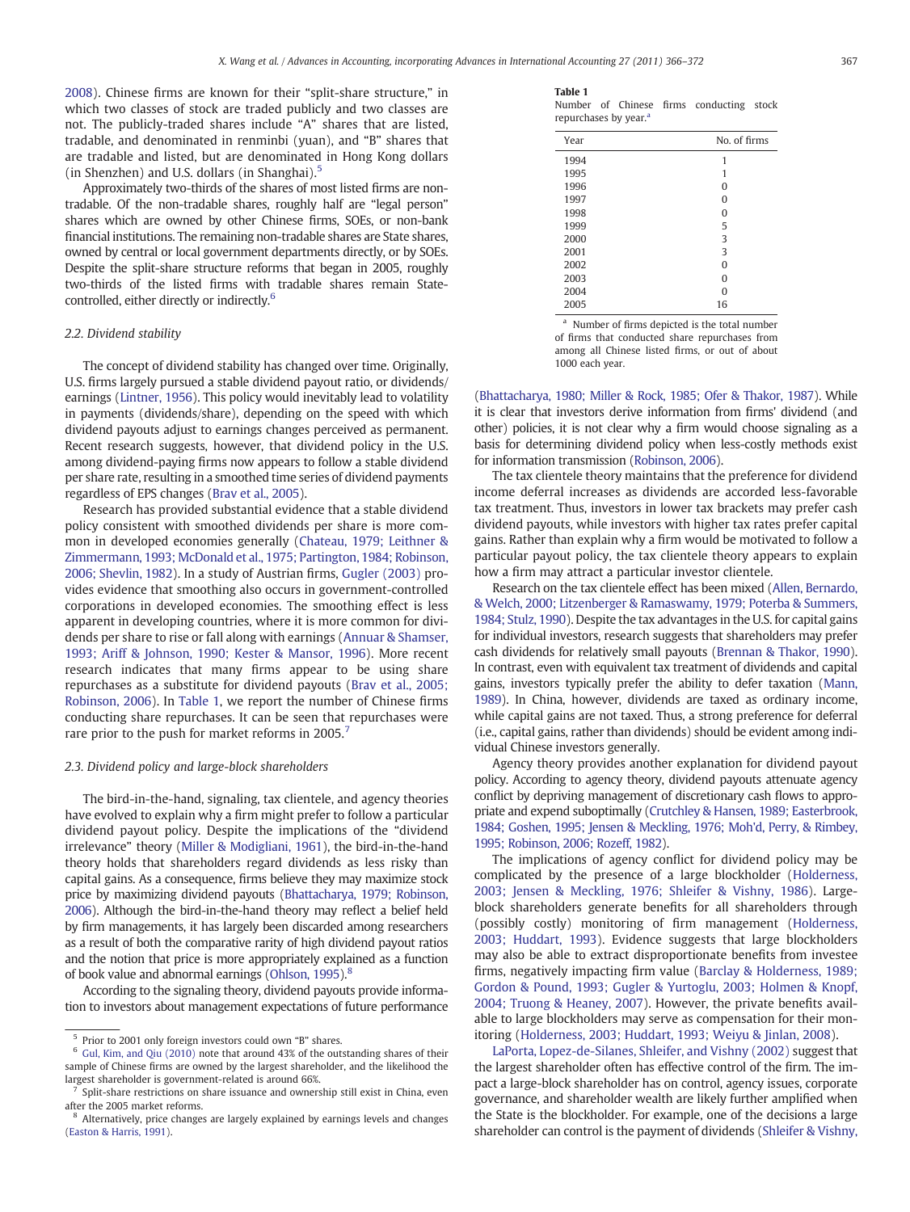2008). Chinese firms are known for their "split-share structure," in which two classes of stock are traded publicly and two classes are not. The publicly-traded shares include "A" shares that are listed, tradable, and denominated in renminbi (yuan), and "B" shares that are tradable and listed, but are denominated in Hong Kong dollars (in Shenzhen) and U.S. dollars (in Shanghai).[5]

Approximately two-thirds of the shares of most listed firms are non-tradable. Of the non-tradable shares, roughly half are "legal person" shares which are owned by other Chinese firms, SOEs, or non-bank financial institutions. The remaining non-tradable shares are State shares, owned by central or local government departments directly, or by SOEs. Despite the split-share structure reforms that began in 2005, roughly two-thirds of the listed firms with tradable shares remain State-controlled, either directly or indirectly.[6]

### 2.2. Dividend stability

The concept of dividend stability has changed over time. Originally, U.S. firms largely pursued a stable dividend payout ratio, or dividends/earnings (Lintner, 1956). This policy would inevitably lead to volatility in payments (dividends/share), depending on the speed with which dividend payouts adjust to earnings changes perceived as permanent. Recent research suggests, however, that dividend policy in the U.S. among dividend-paying firms now appears to follow a stable dividend per share rate, resulting in a smoothed time series of dividend payments regardless of EPS changes (Brav et al., 2005).

Research has provided substantial evidence that a stable dividend policy consistent with smoothed dividends per share is more common in developed economies generally (Chateau, 1979; Leithner & Zimmermann, 1993; McDonald et al., 1975; Partington, 1984; Robinson, 2006; Shevlin, 1982). In a study of Austrian firms, Gugler (2003) provides evidence that smoothing also occurs in government-controlled corporations in developed economies. The smoothing effect is less apparent in developing countries, where it is more common for dividends per share to rise or fall along with earnings (Annuar & Shamser, 1993; Ariff & Johnson, 1990; Kester & Mansor, 1996). More recent research indicates that many firms appear to be using share repurchases as a substitute for dividend payouts (Brav et al., 2005; Robinson, 2006). In Table 1, we report the number of Chinese firms conducting share repurchases. It can be seen that repurchases were rare prior to the push for market reforms in 2005.[7]

**Table 1**
Number of Chinese firms conducting stock repurchases by year.[a]

| Year | No. of firms |
|---|---|
| 1994 | 1 |
| 1995 | 1 |
| 1996 | 0 |
| 1997 | 0 |
| 1998 | 0 |
| 1999 | 5 |
| 2000 | 3 |
| 2001 | 3 |
| 2002 | 0 |
| 2003 | 0 |
| 2004 | 0 |
| 2005 | 16 |

[a] Number of firms depicted is the total number of firms that conducted share repurchases from among all Chinese listed firms, or out of about 1000 each year.

### 2.3. Dividend policy and large-block shareholders

The bird-in-the-hand, signaling, tax clientele, and agency theories have evolved to explain why a firm might prefer to follow a particular dividend payout policy. Despite the implications of the "dividend irrelevance" theory (Miller & Modigliani, 1961), the bird-in-the-hand theory holds that shareholders regard dividends as less risky than capital gains. As a consequence, firms believe they may maximize stock price by maximizing dividend payouts (Bhattacharya, 1979; Robinson, 2006). Although the bird-in-the-hand theory may reflect a belief held by firm managements, it has largely been discarded among researchers as a result of both the comparative rarity of high dividend payout ratios and the notion that price is more appropriately explained as a function of book value and abnormal earnings (Ohlson, 1995).[8]

According to the signaling theory, dividend payouts provide information to investors about management expectations of future performance (Bhattacharya, 1980; Miller & Rock, 1985; Ofer & Thakor, 1987). While it is clear that investors derive information from firms' dividend (and other) policies, it is not clear why a firm would choose signaling as a basis for determining dividend policy when less-costly methods exist for information transmission (Robinson, 2006).

The tax clientele theory maintains that the preference for dividend income deferral increases as dividends are accorded less-favorable tax treatment. Thus, investors in lower tax brackets may prefer cash dividend payouts, while investors with higher tax rates prefer capital gains. Rather than explain why a firm would be motivated to follow a particular payout policy, the tax clientele theory appears to explain how a firm may attract a particular investor clientele.

Research on the tax clientele effect has been mixed (Allen, Bernardo, & Welch, 2000; Litzenberger & Ramaswamy, 1979; Poterba & Summers, 1984; Stulz, 1990). Despite the tax advantages in the U.S. for capital gains for individual investors, research suggests that shareholders may prefer cash dividends for relatively small payouts (Brennan & Thakor, 1990). In contrast, even with equivalent tax treatment of dividends and capital gains, investors typically prefer the ability to defer taxation (Mann, 1989). In China, however, dividends are taxed as ordinary income, while capital gains are not taxed. Thus, a strong preference for deferral (i.e., capital gains, rather than dividends) should be evident among individual Chinese investors generally.

Agency theory provides another explanation for dividend payout policy. According to agency theory, dividend payouts attenuate agency conflict by depriving management of discretionary cash flows to appropriate and expend suboptimally (Crutchley & Hansen, 1989; Easterbrook, 1984; Goshen, 1995; Jensen & Meckling, 1976; Moh'd, Perry, & Rimbey, 1995; Robinson, 2006; Rozeff, 1982).

The implications of agency conflict for dividend policy may be complicated by the presence of a large blockholder (Holderness, 2003; Jensen & Meckling, 1976; Shleifer & Vishny, 1986). Large-block shareholders generate benefits for all shareholders through (possibly costly) monitoring of firm management (Holderness, 2003; Huddart, 1993). Evidence suggests that large blockholders may also be able to extract disproportionate benefits from investee firms, negatively impacting firm value (Barclay & Holderness, 1989; Gordon & Pound, 1993; Gugler & Yurtoglu, 2003; Holmen & Knopf, 2004; Truong & Heaney, 2007). However, the private benefits available to large blockholders may serve as compensation for their monitoring (Holderness, 2003; Huddart, 1993; Weiyu & Jinlan, 2008).

LaPorta, Lopez-de-Silanes, Shleifer, and Vishny (2002) suggest that the largest shareholder often has effective control of the firm. The impact a large-block shareholder has on control, agency issues, corporate governance, and shareholder wealth are likely further amplified when the State is the blockholder. For example, one of the decisions a large shareholder can control is the payment of dividends (Shleifer & Vishny,

---

[5] Prior to 2001 only foreign investors could own "B" shares.

[6] Gul, Kim, and Qiu (2010) note that around 43% of the outstanding shares of their sample of Chinese firms are owned by the largest shareholder, and the likelihood the largest shareholder is government-related is around 66%.

[7] Split-share restrictions on share issuance and ownership still exist in China, even after the 2005 market reforms.

[8] Alternatively, price changes are largely explained by earnings levels and changes (Easton & Harris, 1991).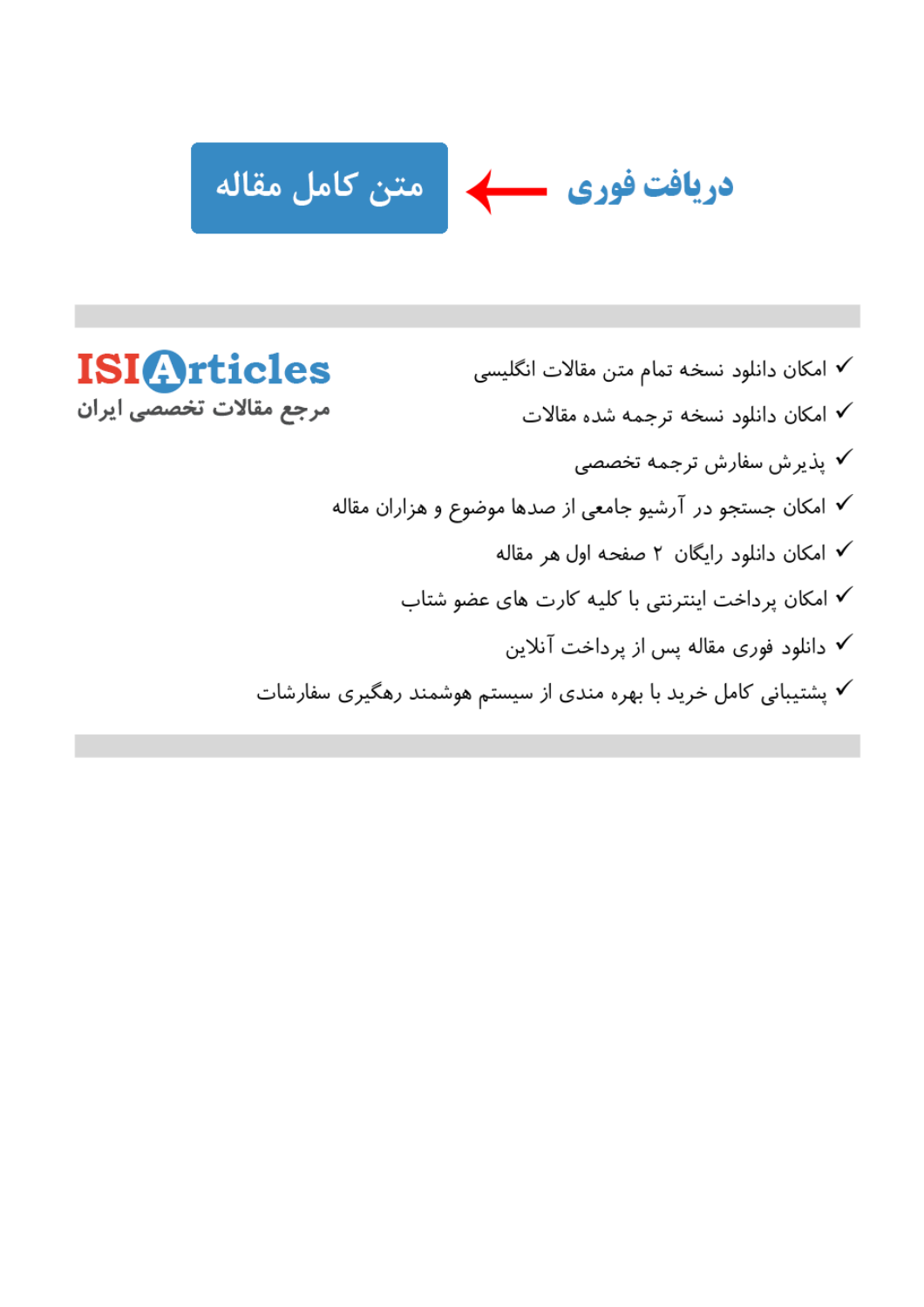دریافت فوری ← **متن کامل مقاله**

**ISIArticles**
مرجع مقالات تخصصی ایران

- ✓ امکان دانلود نسخه تمام متن مقالات انگلیسی
- ✓ امکان دانلود نسخه ترجمه شده مقالات
- ✓ پذیرش سفارش ترجمه تخصصی
- ✓ امکان جستجو در آرشیو جامعی از صدها موضوع و هزاران مقاله
- ✓ امکان دانلود رایگان ۲ صفحه اول هر مقاله
- ✓ امکان پرداخت اینترنتی با کلیه کارت های عضو شتاب
- ✓ دانلود فوری مقاله پس از پرداخت آنلاین
- ✓ پشتیبانی کامل خرید با بهره مندی از سیستم هوشمند رهگیری سفارشات